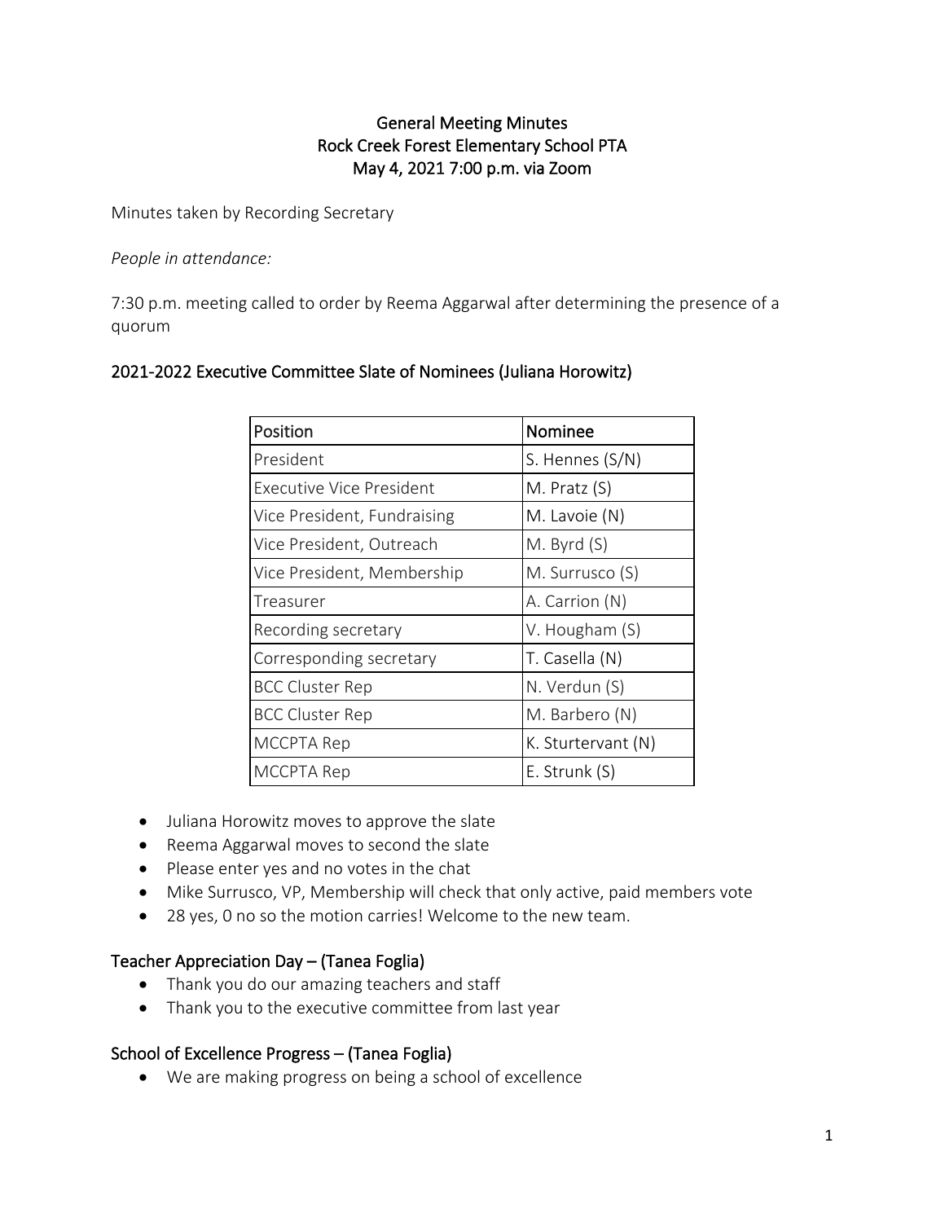# General Meeting Minutes
# Rock Creek Forest Elementary School PTA
# May 4, 2021 7:00 p.m. via Zoom

Minutes taken by Recording Secretary

*People in attendance:*

7:30 p.m. meeting called to order by Reema Aggarwal after determining the presence of a quorum

## 2021-2022 Executive Committee Slate of Nominees (Juliana Horowitz)

| Position | Nominee |
|---|---|
| President | S. Hennes (S/N) |
| Executive Vice President | M. Pratz (S) |
| Vice President, Fundraising | M. Lavoie (N) |
| Vice President, Outreach | M. Byrd (S) |
| Vice President, Membership | M. Surrusco (S) |
| Treasurer | A. Carrion (N) |
| Recording secretary | V. Hougham (S) |
| Corresponding secretary | T. Casella (N) |
| BCC Cluster Rep | N. Verdun (S) |
| BCC Cluster Rep | M. Barbero (N) |
| MCCPTA Rep | K. Sturtervant (N) |
| MCCPTA Rep | E. Strunk (S) |

- Juliana Horowitz moves to approve the slate
- Reema Aggarwal moves to second the slate
- Please enter yes and no votes in the chat
- Mike Surrusco, VP, Membership will check that only active, paid members vote
- 28 yes, 0 no so the motion carries! Welcome to the new team.

## Teacher Appreciation Day – (Tanea Foglia)

- Thank you do our amazing teachers and staff
- Thank you to the executive committee from last year

## School of Excellence Progress – (Tanea Foglia)

- We are making progress on being a school of excellence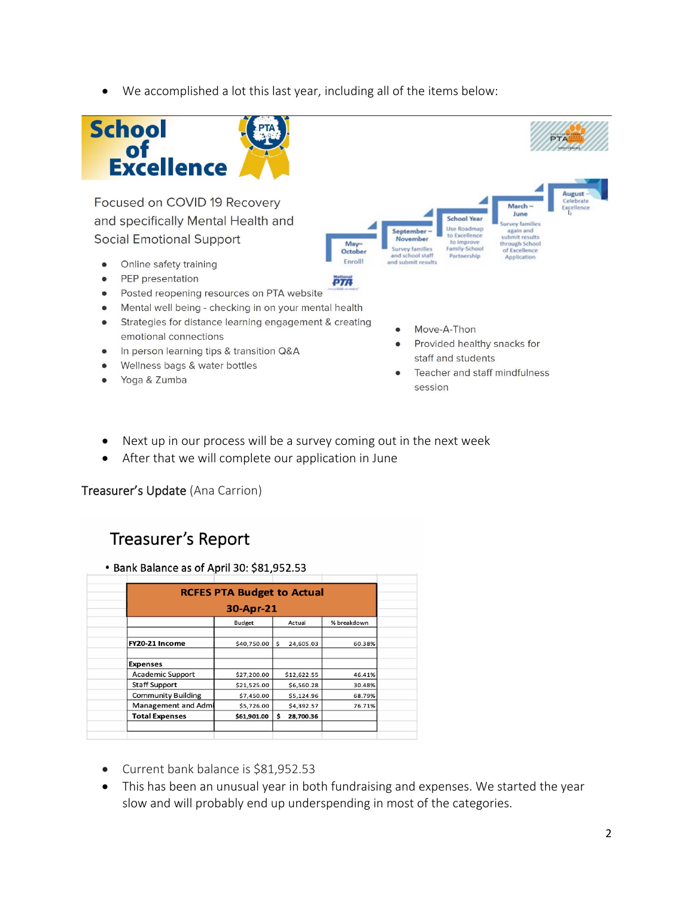- We accomplished a lot this last year, including all of the items below:

**School of Excellence**

Focused on COVID 19 Recovery and specifically Mental Health and Social Emotional Support

- Online safety training
- PEP presentation
- Posted reopening resources on PTA website
- Mental well being - checking in on your mental health
- Strategies for distance learning engagement & creating emotional connections
- In person learning tips & transition Q&A
- Wellness bags & water bottles
- Yoga & Zumba
- Move-A-Thon
- Provided healthy snacks for staff and students
- Teacher and staff mindfulness session

May–October: Enroll!

September – November: Survey families and school staff and submit results

School Year: Use Roadmap to Excellence to improve Family-School Partnership

March – June: Survey families again and submit results through School of Excellence Application

August: Celebrate Excellence

- Next up in our process will be a survey coming out in the next week
- After that we will complete our application in June

Treasurer's Update (Ana Carrion)

## Treasurer's Report

- Bank Balance as of April 30: $81,952.53

| RCFES PTA Budget to Actual 30-Apr-21 | | | |
|---|---|---|---|
| | Budget | Actual | % breakdown |
| **FY20-21 Income** | $40,750.00 | $ 24,605.03 | 60.38% |
| **Expenses** | | | |
| Academic Support | $27,200.00 | $12,622.55 | 46.41% |
| Staff Support | $21,525.00 | $6,560.28 | 30.48% |
| Community Building | $7,450.00 | $5,124.96 | 68.79% |
| Management and Admi | $5,726.00 | $4,392.57 | 76.71% |
| **Total Expenses** | **$61,901.00** | **$ 28,700.36** | |

- Current bank balance is $81,952.53
- This has been an unusual year in both fundraising and expenses. We started the year slow and will probably end up underspending in most of the categories.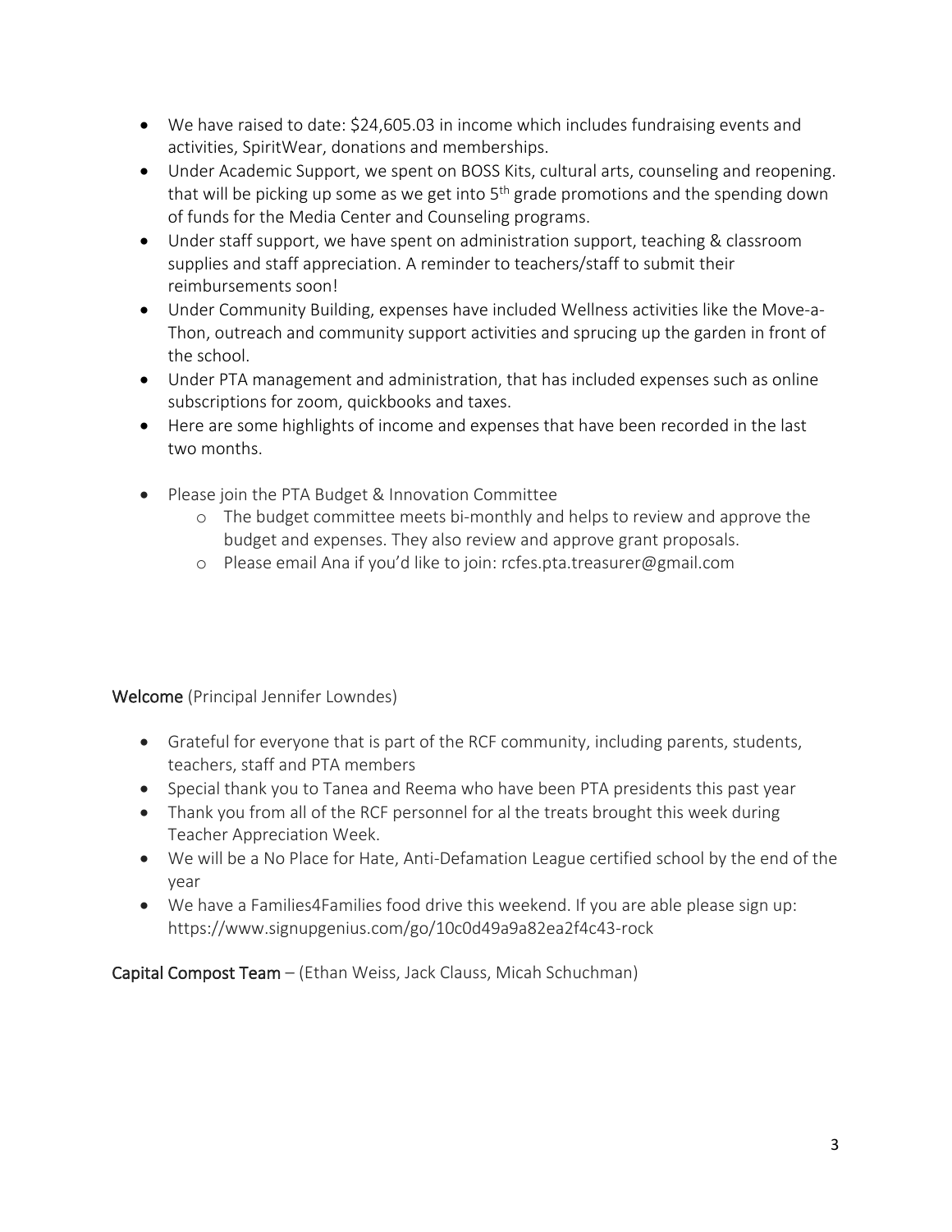- We have raised to date: $24,605.03 in income which includes fundraising events and activities, SpiritWear, donations and memberships.
- Under Academic Support, we spent on BOSS Kits, cultural arts, counseling and reopening. that will be picking up some as we get into 5th grade promotions and the spending down of funds for the Media Center and Counseling programs.
- Under staff support, we have spent on administration support, teaching & classroom supplies and staff appreciation. A reminder to teachers/staff to submit their reimbursements soon!
- Under Community Building, expenses have included Wellness activities like the Move-a-Thon, outreach and community support activities and sprucing up the garden in front of the school.
- Under PTA management and administration, that has included expenses such as online subscriptions for zoom, quickbooks and taxes.
- Here are some highlights of income and expenses that have been recorded in the last two months.

- Please join the PTA Budget & Innovation Committee
  - The budget committee meets bi-monthly and helps to review and approve the budget and expenses. They also review and approve grant proposals.
  - Please email Ana if you'd like to join: rcfes.pta.treasurer@gmail.com

**Welcome** (Principal Jennifer Lowndes)

- Grateful for everyone that is part of the RCF community, including parents, students, teachers, staff and PTA members
- Special thank you to Tanea and Reema who have been PTA presidents this past year
- Thank you from all of the RCF personnel for al the treats brought this week during Teacher Appreciation Week.
- We will be a No Place for Hate, Anti-Defamation League certified school by the end of the year
- We have a Families4Families food drive this weekend. If you are able please sign up: https://www.signupgenius.com/go/10c0d49a9a82ea2f4c43-rock

**Capital Compost Team** – (Ethan Weiss, Jack Clauss, Micah Schuchman)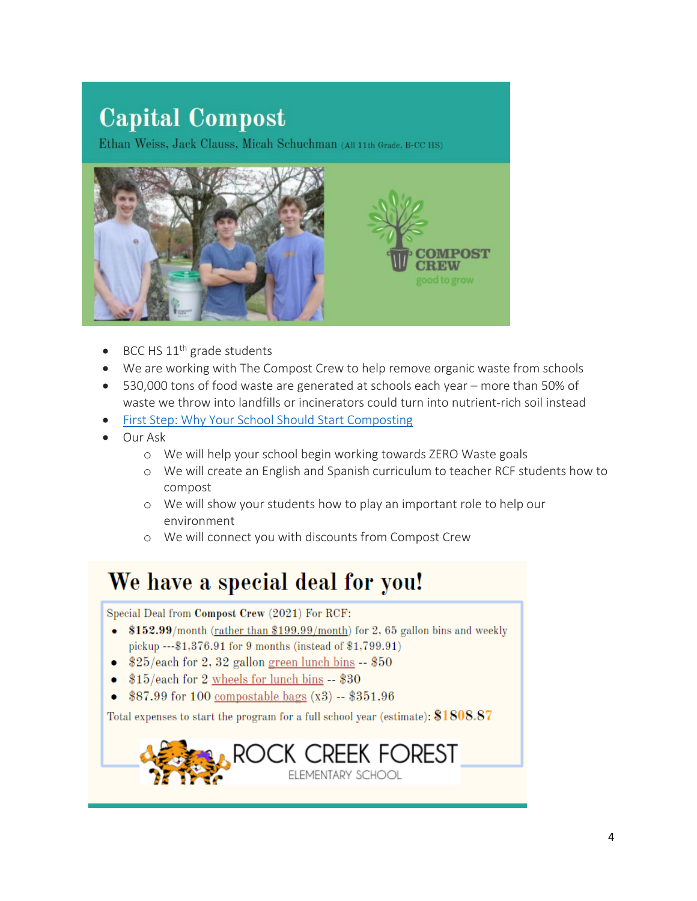# Capital Compost

Ethan Weiss, Jack Clauss, Micah Schuchman (All 11th Grade, B-CC HS)

COMPOST CREW

good to grow

- BCC HS 11th grade students
- We are working with The Compost Crew to help remove organic waste from schools
- 530,000 tons of food waste are generated at schools each year – more than 50% of waste we throw into landfills or incinerators could turn into nutrient-rich soil instead
- First Step: Why Your School Should Start Composting
- Our Ask
  - We will help your school begin working towards ZERO Waste goals
  - We will create an English and Spanish curriculum to teacher RCF students how to compost
  - We will show your students how to play an important role to help our environment
  - We will connect you with discounts from Compost Crew

## We have a special deal for you!

Special Deal from **Compost Crew** (2021) For RCF:

- **$152.99**/month (rather than $199.99/month) for 2, 65 gallon bins and weekly pickup ---$1,376.91 for 9 months (instead of $1,799.91)
- $25/each for 2, 32 gallon green lunch bins -- $50
- $15/each for 2 wheels for lunch bins -- $30
- $87.99 for 100 compostable bags (x3) -- $351.96

Total expenses to start the program for a full school year (estimate): **$1808.87**

ROCK CREEK FOREST
ELEMENTARY SCHOOL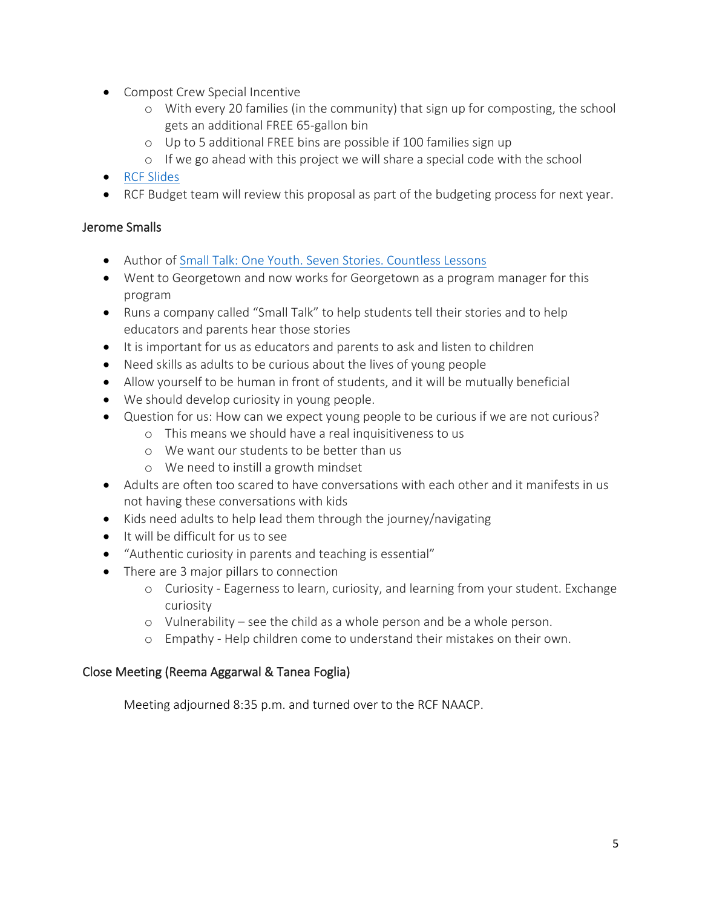- Compost Crew Special Incentive
  - With every 20 families (in the community) that sign up for composting, the school gets an additional FREE 65-gallon bin
  - Up to 5 additional FREE bins are possible if 100 families sign up
  - If we go ahead with this project we will share a special code with the school
- RCF Slides
- RCF Budget team will review this proposal as part of the budgeting process for next year.

## Jerome Smalls

- Author of Small Talk: One Youth. Seven Stories. Countless Lessons
- Went to Georgetown and now works for Georgetown as a program manager for this program
- Runs a company called "Small Talk" to help students tell their stories and to help educators and parents hear those stories
- It is important for us as educators and parents to ask and listen to children
- Need skills as adults to be curious about the lives of young people
- Allow yourself to be human in front of students, and it will be mutually beneficial
- We should develop curiosity in young people.
- Question for us: How can we expect young people to be curious if we are not curious?
  - This means we should have a real inquisitiveness to us
  - We want our students to be better than us
  - We need to instill a growth mindset
- Adults are often too scared to have conversations with each other and it manifests in us not having these conversations with kids
- Kids need adults to help lead them through the journey/navigating
- It will be difficult for us to see
- "Authentic curiosity in parents and teaching is essential"
- There are 3 major pillars to connection
  - Curiosity - Eagerness to learn, curiosity, and learning from your student. Exchange curiosity
  - Vulnerability – see the child as a whole person and be a whole person.
  - Empathy - Help children come to understand their mistakes on their own.

## Close Meeting (Reema Aggarwal & Tanea Foglia)

Meeting adjourned 8:35 p.m. and turned over to the RCF NAACP.